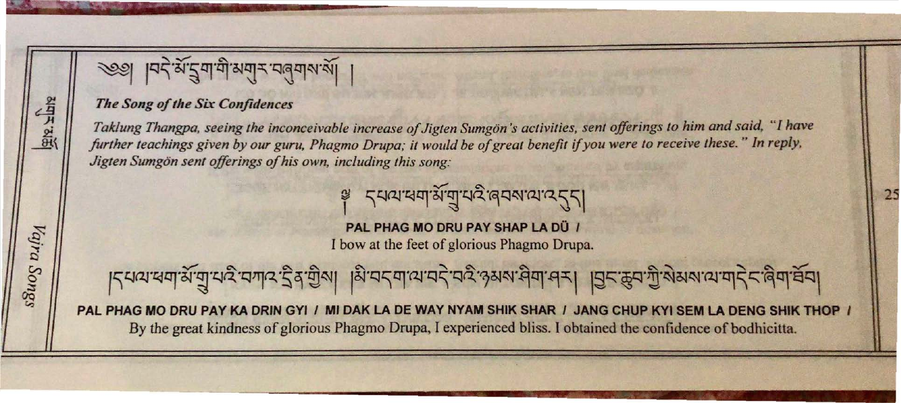༄༅། །བདེ་མོ་དྲུག་གི་མགུར་བཞུགས་སོ། །

### *The Song of the Six Confidences*

*Taklung Thangpa, seeing the inconceivable increase of Jigten Sumgön's activities, sent offerings to him and said, "I have further teachings given by our guru, Phagmo Drupa; it would be of great benefit if you were to receive these." In reply, Jigten Sumgön sent offerings of his own, including this song:*

༈ དཔལ་ཕག་མོ་གྲུ་པའི་ཞབས་ལ་འདུད།

**PAL PHAG MO DRU PAY SHAP LA DÜ /**

I bow at the feet of glorious Phagmo Drupa.

།དཔལ་ཕག་མོ་གྲུ་པའི་བཀའ་དྲིན་གྱིས། །མི་བདག་ལ་བདེ་བའི་ཉམས་ཤིག་ཤར། །བྱང་ཆུབ་ཀྱི་སེམས་ལ་གདེང་ཞིག་ཐོབ།

**PAL PHAG MO DRU PAY KA DRIN GYI / MI DAK LA DE WAY NYAM SHIK SHAR / JANG CHUP KYI SEM LA DENG SHIK THOP /**

By the great kindness of glorious Phagmo Drupa, I experienced bliss. I obtained the confidence of bodhicitta.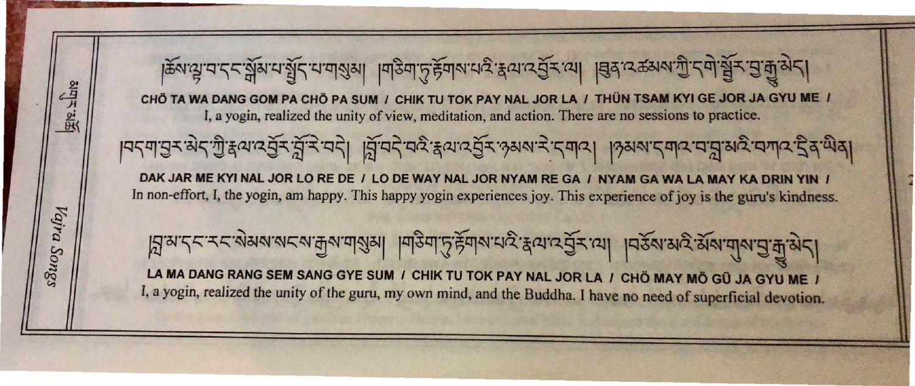།ཆོས་ལྟ་བ་དང་སྒོམ་པ་སྤྱོད་པ་གསུམ། །གཅིག་ཏུ་རྟོགས་པའི་རྣལ་འབྱོར་ལ། །ཐུན་འཚམས་ཀྱི་དགེ་སྦྱོར་བྱ་རྒྱུ་མེད།

CHÖ TA WA DANG GOM PA CHÖ PA SUM / CHIK TU TOK PAY NAL JOR LA / THÜN TSAM KYI GE JOR JA GYU ME /

I, a yogin, realized the unity of view, meditation, and action. There are no sessions to practice.

།བདག་བྱར་མེད་ཀྱི་རྣལ་འབྱོར་བློ་རེ་བདེ། །བློ་བདེ་བའི་རྣལ་འབྱོར་ཉམས་རེ་དགའ། །ཉམས་དགའ་བ་བླ་མའི་བཀའ་དྲིན་ཡིན།

DAK JAR ME KYI NAL JOR LO RE DE / LO DE WAY NAL JOR NYAM RE GA / NYAM GA WA LA MAY KA DRIN YIN /

In non-effort, I, the yogin, am happy. This happy yogin experiences joy. This experience of joy is the guru's kindness.

།བླ་མ་དང་རང་སེམས་སངས་རྒྱས་གསུམ། །གཅིག་ཏུ་རྟོགས་པའི་རྣལ་འབྱོར་ལ། །བཅོས་མའི་མོས་གུས་བྱ་རྒྱུ་མེད།

LA MA DANG RANG SEM SANG GYE SUM / CHIK TU TOK PAY NAL JOR LA / CHÖ MAY MÖ GÜ JA GYU ME /

I, a yogin, realized the unity of the guru, my own mind, and the Buddha. I have no need of superficial devotion.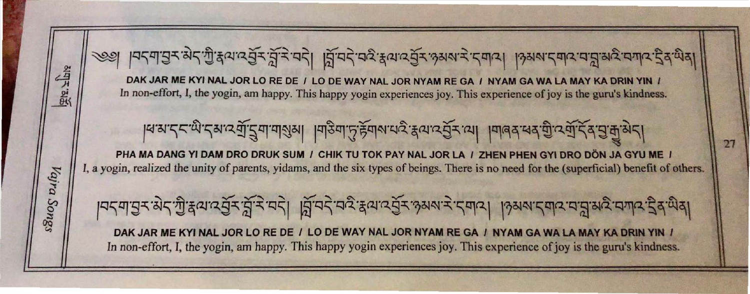༄༅། །བདག་བྱར་མེད་ཀྱི་རྣལ་འབྱོར་བློ་རེ་བདེ། །བློ་བདེ་བའི་རྣལ་འབྱོར་ཉམས་རེ་དགའ། །ཉམས་དགའ་བ་བླ་མའི་བཀའ་དྲིན་ཡིན།

**DAK JAR ME KYI NAL JOR LO RE DE / LO DE WAY NAL JOR NYAM RE GA / NYAM GA WA LA MAY KA DRIN YIN /**

In non-effort, I, the yogin, am happy. This happy yogin experiences joy. This experience of joy is the guru's kindness.

།ཕ་མ་དང་ཡི་དམ་འགྲོ་དྲུག་གསུམ། །གཅིག་ཏུ་རྟོགས་པའི་རྣལ་འབྱོར་ལ། །གཞན་ཕན་གྱི་འགྲོ་དོན་བྱ་རྒྱུ་མེད།

**PHA MA DANG YI DAM DRO DRUK SUM / CHIK TU TOK PAY NAL JOR LA / ZHEN PHEN GYI DRO DÖN JA GYU ME /**

I, a yogin, realized the unity of parents, yidams, and the six types of beings. There is no need for the (superficial) benefit of others.

།བདག་བྱར་མེད་ཀྱི་རྣལ་འབྱོར་བློ་རེ་བདེ། །བློ་བདེ་བའི་རྣལ་འབྱོར་ཉམས་རེ་དགའ། །ཉམས་དགའ་བ་བླ་མའི་བཀའ་དྲིན་ཡིན།

**DAK JAR ME KYI NAL JOR LO RE DE / LO DE WAY NAL JOR NYAM RE GA / NYAM GA WA LA MAY KA DRIN YIN /**

In non-effort, I, the yogin, am happy. This happy yogin experiences joy. This experience of joy is the guru's kindness.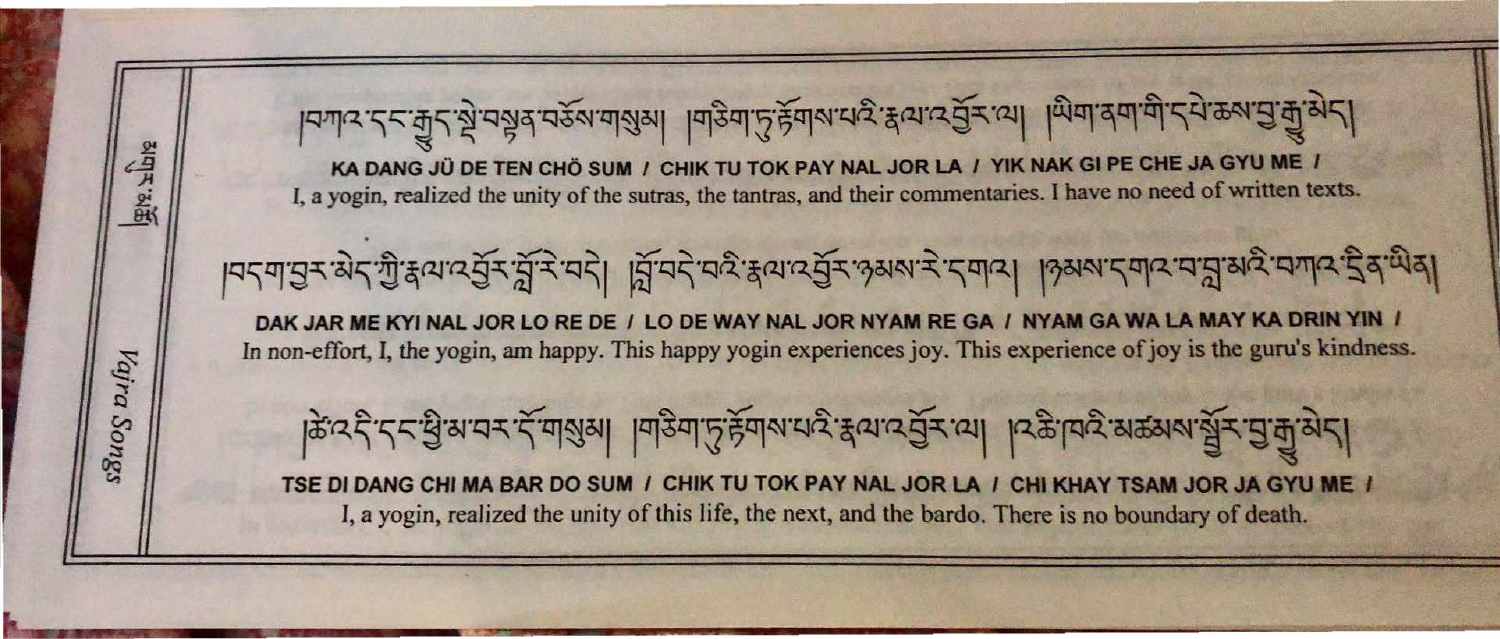།བཀའ་དང་རྒྱུད་སྡེ་བསྟན་བཅོས་གསུམ། །གཅིག་ཏུ་རྟོགས་པའི་རྣལ་འབྱོར་ལ། །ཡིག་ནག་གི་དཔེ་ཆས་བྱ་རྒྱུ་མེད།

KA DANG JÜ DE TEN CHÖ SUM / CHIK TU TOK PAY NAL JOR LA / YIK NAK GI PE CHE JA GYU ME /

I, a yogin, realized the unity of the sutras, the tantras, and their commentaries. I have no need of written texts.

།བདག་བྱར་མེད་ཀྱི་རྣལ་འབྱོར་བློ་རེ་བདེ། །བློ་བདེ་བའི་རྣལ་འབྱོར་ཉམས་རེ་དགའ། །ཉམས་དགའ་བ་བླ་མའི་བཀའ་དྲིན་ཡིན།

DAK JAR ME KYI NAL JOR LO RE DE / LO DE WAY NAL JOR NYAM RE GA / NYAM GA WA LA MAY KA DRIN YIN /

In non-effort, I, the yogin, am happy. This happy yogin experiences joy. This experience of joy is the guru's kindness.

།ཚེ་འདི་དང་ཕྱི་མ་བར་དོ་གསུམ། །གཅིག་ཏུ་རྟོགས་པའི་རྣལ་འབྱོར་ལ། །འཆི་ཁའི་མཚམས་སྦྱོར་བྱ་རྒྱུ་མེད།

TSE DI DANG CHI MA BAR DO SUM / CHIK TU TOK PAY NAL JOR LA / CHI KHAY TSAM JOR JA GYU ME /

I, a yogin, realized the unity of this life, the next, and the bardo. There is no boundary of death.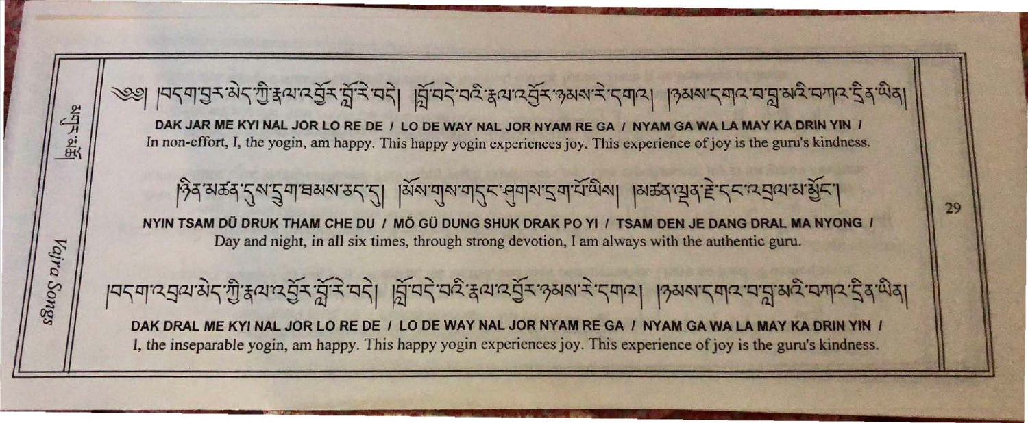༄༅། །བདག་བྱར་མེད་ཀྱི་རྣལ་འབྱོར་བློ་རེ་བདེ། །བློ་བདེ་བའི་རྣལ་འབྱོར་ཉམས་རེ་དགའ། །ཉམས་དགའ་བ་བླ་མའི་བཀའ་དྲིན་ཡིན།

DAK JAR ME KYI NAL JOR LO RE DE / LO DE WAY NAL JOR NYAM RE GA / NYAM GA WA LA MAY KA DRIN YIN /

In non-effort, I, the yogin, am happy. This happy yogin experiences joy. This experience of joy is the guru's kindness.

།ཉིན་མཚན་དུས་དྲུག་ཐམས་ཅད་དུ། །མོས་གུས་གདུང་ཤུགས་དྲག་པོ་ཡིས། །མཚན་ལྡན་རྗེ་དང་འབྲལ་མ་མྱོང་།

NYIN TSAM DÜ DRUK THAM CHE DU / MÖ GÜ DUNG SHUK DRAK PO YI / TSAM DEN JE DANG DRAL MA NYONG /

Day and night, in all six times, through strong devotion, I am always with the authentic guru.

།བདག་འབྲལ་མེད་ཀྱི་རྣལ་འབྱོར་བློ་རེ་བདེ། །བློ་བདེ་བའི་རྣལ་འབྱོར་ཉམས་རེ་དགའ། །ཉམས་དགའ་བ་བླ་མའི་བཀའ་དྲིན་ཡིན།

DAK DRAL ME KYI NAL JOR LO RE DE / LO DE WAY NAL JOR NYAM RE GA / NYAM GA WA LA MAY KA DRIN YIN /

I, the inseparable yogin, am happy. This happy yogin experiences joy. This experience of joy is the guru's kindness.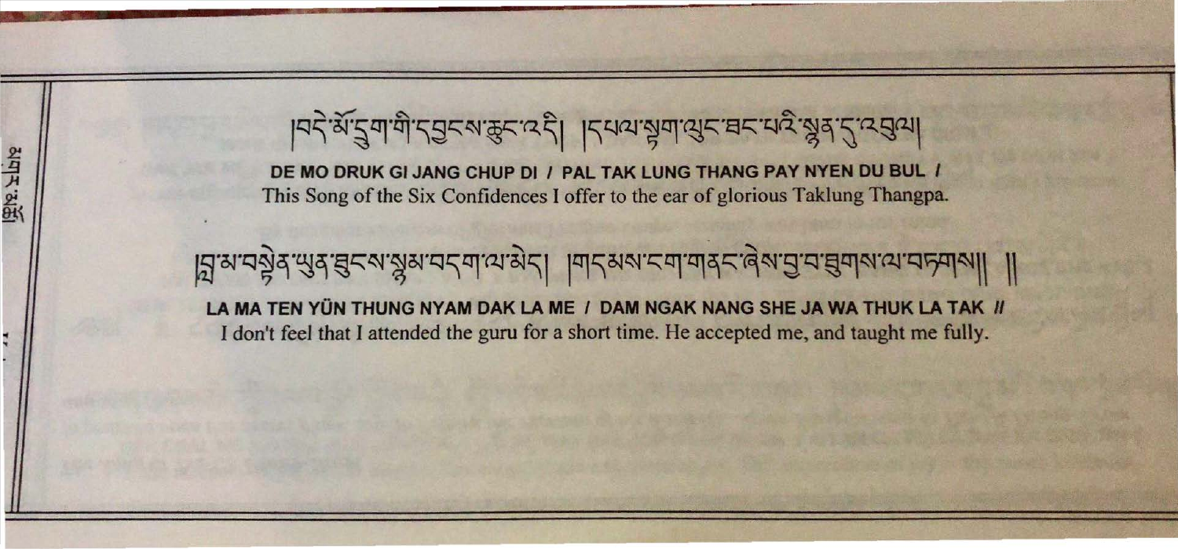།བདེ་མོ་དྲུག་གི་དབྱངས་ཆུང་འདི། །དཔལ་སྟག་ལུང་ཐང་པའི་སྙན་དུ་འབུལ།

**DE MO DRUK GI JANG CHUP DI / PAL TAK LUNG THANG PAY NYEN DU BUL /**

This Song of the Six Confidences I offer to the ear of glorious Taklung Thangpa.

།བླ་མ་བསྟེན་ཡུན་ཐུང་ཉམས་བདག་ལ་མེད། །གདམས་ངག་གནང་ཞེས་བྱ་བ་ཐུགས་ལ་བཏགས།། །།

**LA MA TEN YÜN THUNG NYAM DAK LA ME / DAM NGAK NANG SHE JA WA THUK LA TAK //**

I don't feel that I attended the guru for a short time. He accepted me, and taught me fully.